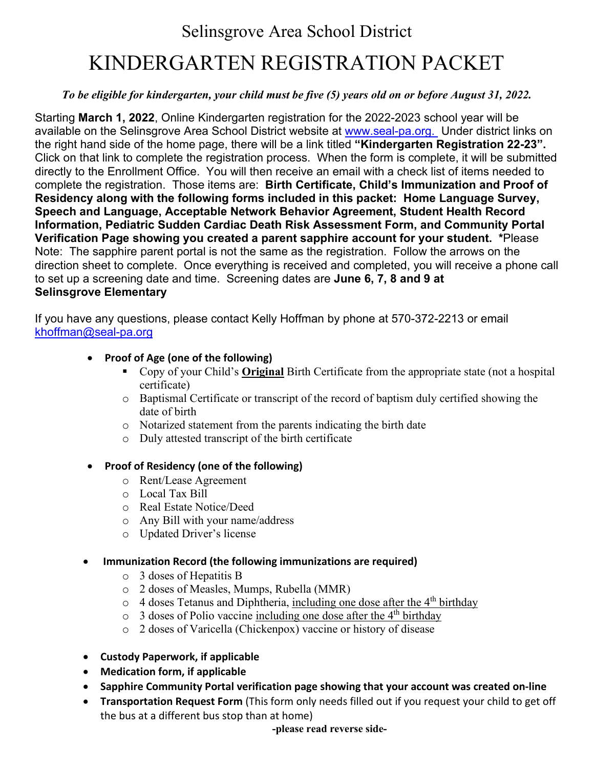# Selinsgrove Area School District

# KINDERGARTEN REGISTRATION PACKET

***To be eligible for kindergarten, your child must be five (5) years old on or before August 31, 2022.***

Starting **March 1, 2022**, Online Kindergarten registration for the 2022-2023 school year will be available on the Selinsgrove Area School District website at www.seal-pa.org. Under district links on the right hand side of the home page, there will be a link titled **"Kindergarten Registration 22-23".** Click on that link to complete the registration process. When the form is complete, it will be submitted directly to the Enrollment Office. You will then receive an email with a check list of items needed to complete the registration. Those items are: **Birth Certificate, Child's Immunization and Proof of Residency along with the following forms included in this packet: Home Language Survey, Speech and Language, Acceptable Network Behavior Agreement, Student Health Record Information, Pediatric Sudden Cardiac Death Risk Assessment Form, and Community Portal Verification Page showing you created a parent sapphire account for your student.** *Please Note: The sapphire parent portal is not the same as the registration. Follow the arrows on the direction sheet to complete. Once everything is received and completed, you will receive a phone call to set up a screening date and time. Screening dates are **June 6, 7, 8 and 9 at Selinsgrove Elementary**

If you have any questions, please contact Kelly Hoffman by phone at 570-372-2213 or email khoffman@seal-pa.org

- **Proof of Age (one of the following)**
  - Copy of your Child's **Original** Birth Certificate from the appropriate state (not a hospital certificate)
  - Baptismal Certificate or transcript of the record of baptism duly certified showing the date of birth
  - Notarized statement from the parents indicating the birth date
  - Duly attested transcript of the birth certificate

- **Proof of Residency (one of the following)**
  - Rent/Lease Agreement
  - Local Tax Bill
  - Real Estate Notice/Deed
  - Any Bill with your name/address
  - Updated Driver's license

- **Immunization Record (the following immunizations are required)**
  - 3 doses of Hepatitis B
  - 2 doses of Measles, Mumps, Rubella (MMR)
  - 4 doses Tetanus and Diphtheria, including one dose after the 4th birthday
  - 3 doses of Polio vaccine including one dose after the 4th birthday
  - 2 doses of Varicella (Chickenpox) vaccine or history of disease

- **Custody Paperwork, if applicable**
- **Medication form, if applicable**
- **Sapphire Community Portal verification page showing that your account was created on-line**
- **Transportation Request Form** (This form only needs filled out if you request your child to get off the bus at a different bus stop than at home)

**-please read reverse side-**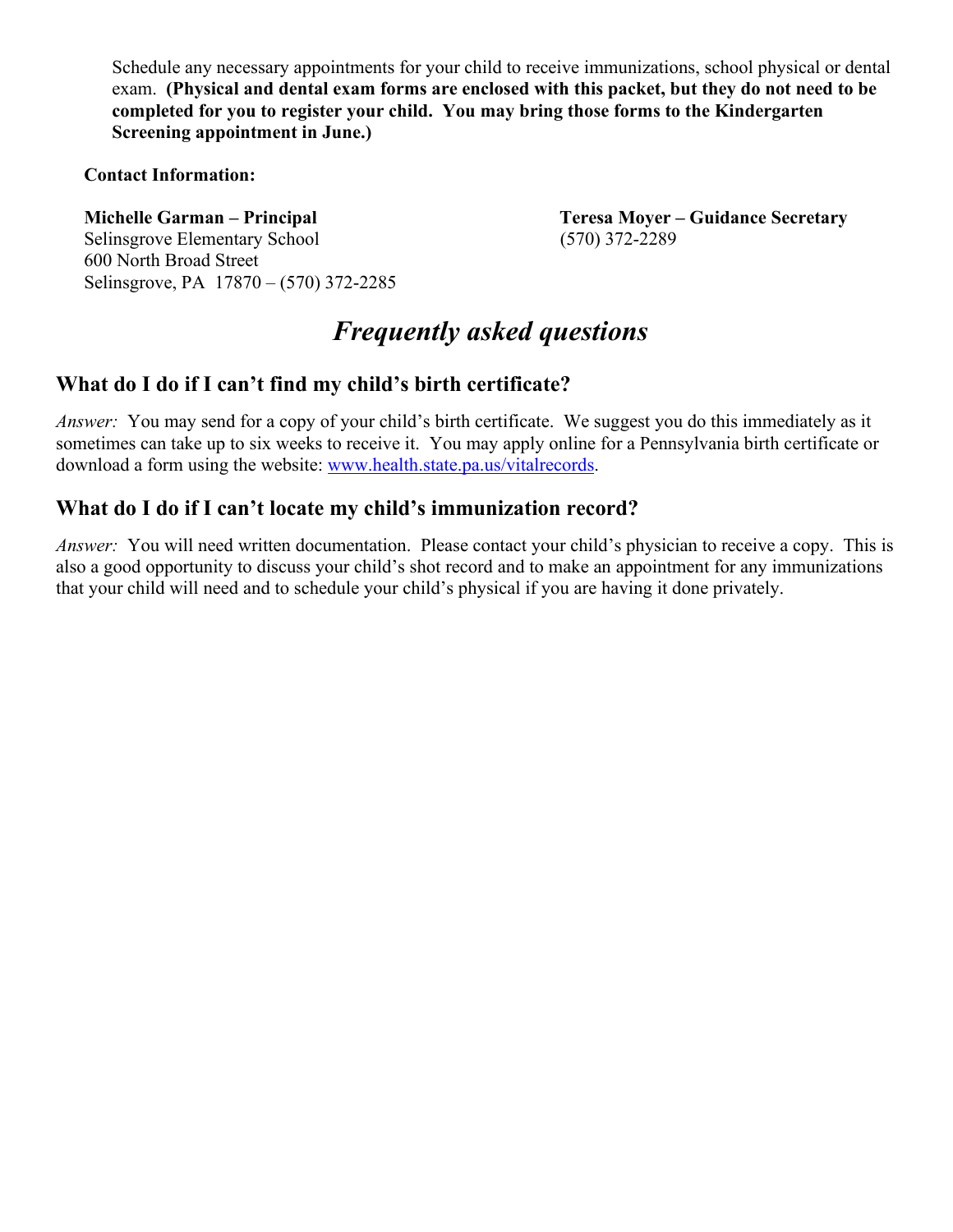Schedule any necessary appointments for your child to receive immunizations, school physical or dental exam. **(Physical and dental exam forms are enclosed with this packet, but they do not need to be completed for you to register your child. You may bring those forms to the Kindergarten Screening appointment in June.)**

**Contact Information:**

**Michelle Garman – Principal**
Selinsgrove Elementary School
600 North Broad Street
Selinsgrove, PA 17870 – (570) 372-2285

**Teresa Moyer – Guidance Secretary**
(570) 372-2289

# *Frequently asked questions*

## What do I do if I can't find my child's birth certificate?

*Answer:* You may send for a copy of your child's birth certificate. We suggest you do this immediately as it sometimes can take up to six weeks to receive it. You may apply online for a Pennsylvania birth certificate or download a form using the website: [www.health.state.pa.us/vitalrecords](http://www.health.state.pa.us/vitalrecords).

## What do I do if I can't locate my child's immunization record?

*Answer:* You will need written documentation. Please contact your child's physician to receive a copy. This is also a good opportunity to discuss your child's shot record and to make an appointment for any immunizations that your child will need and to schedule your child's physical if you are having it done privately.